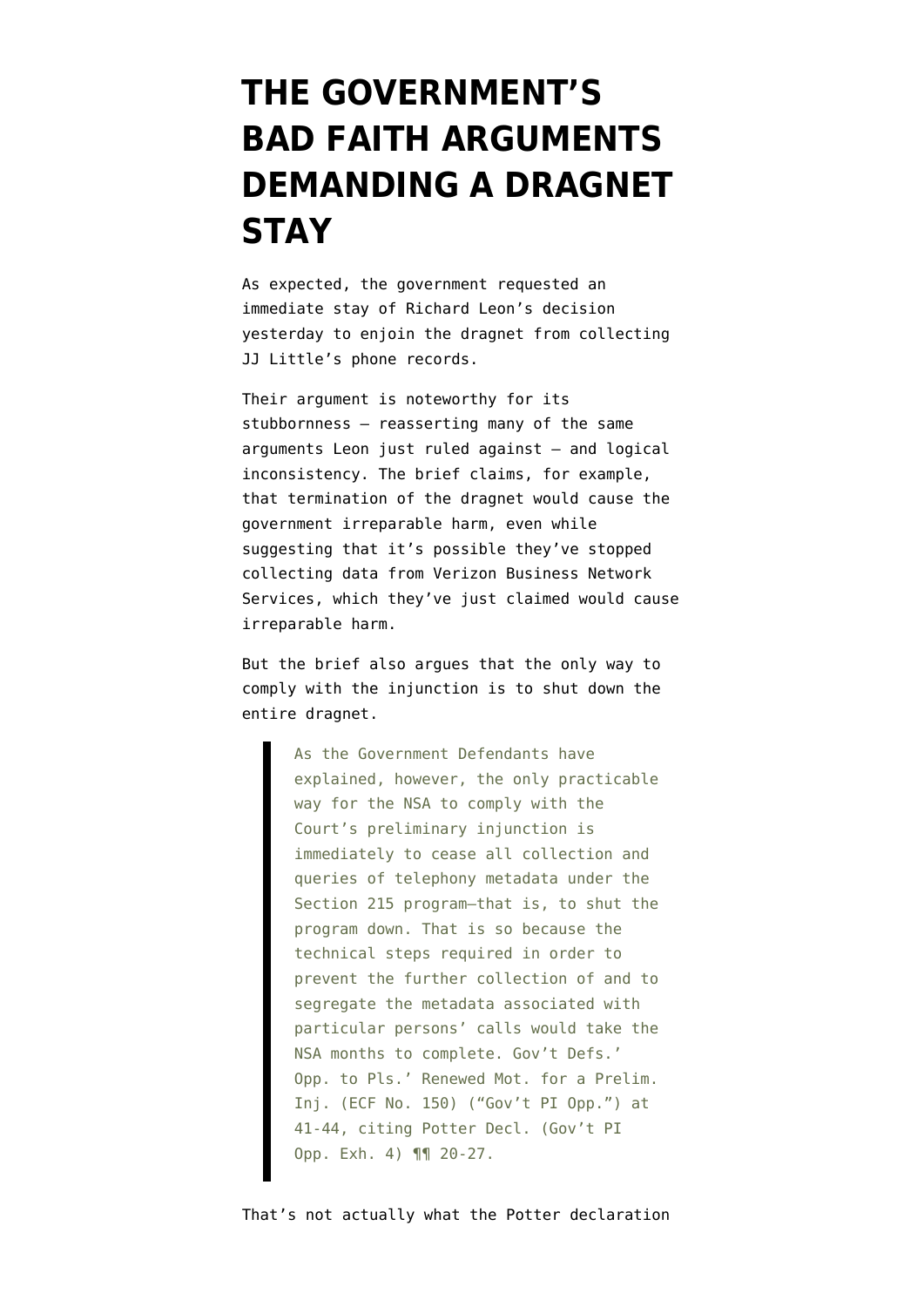# THE GOVERNMENT'S BAD FAITH ARGUMENTS DEMANDING A DRAGNET STAY

As expected, the government requested an immediate stay of Richard Leon's decision yesterday to enjoin the dragnet from collecting JJ Little's phone records.

Their argument is noteworthy for its stubbornness — reasserting many of the same arguments Leon just ruled against — and logical inconsistency. The brief claims, for example, that termination of the dragnet would cause the government irreparable harm, even while suggesting that it's possible they've stopped collecting data from Verizon Business Network Services, which they've just claimed would cause irreparable harm.

But the brief also argues that the only way to comply with the injunction is to shut down the entire dragnet.

> As the Government Defendants have explained, however, the only practicable way for the NSA to comply with the Court's preliminary injunction is immediately to cease all collection and queries of telephony metadata under the Section 215 program—that is, to shut the program down. That is so because the technical steps required in order to prevent the further collection of and to segregate the metadata associated with particular persons' calls would take the NSA months to complete. Gov't Defs.' Opp. to Pls.' Renewed Mot. for a Prelim. Inj. (ECF No. 150) ("Gov't PI Opp.") at 41-44, citing Potter Decl. (Gov't PI Opp. Exh. 4) ¶¶ 20-27.

That's not actually what the Potter declaration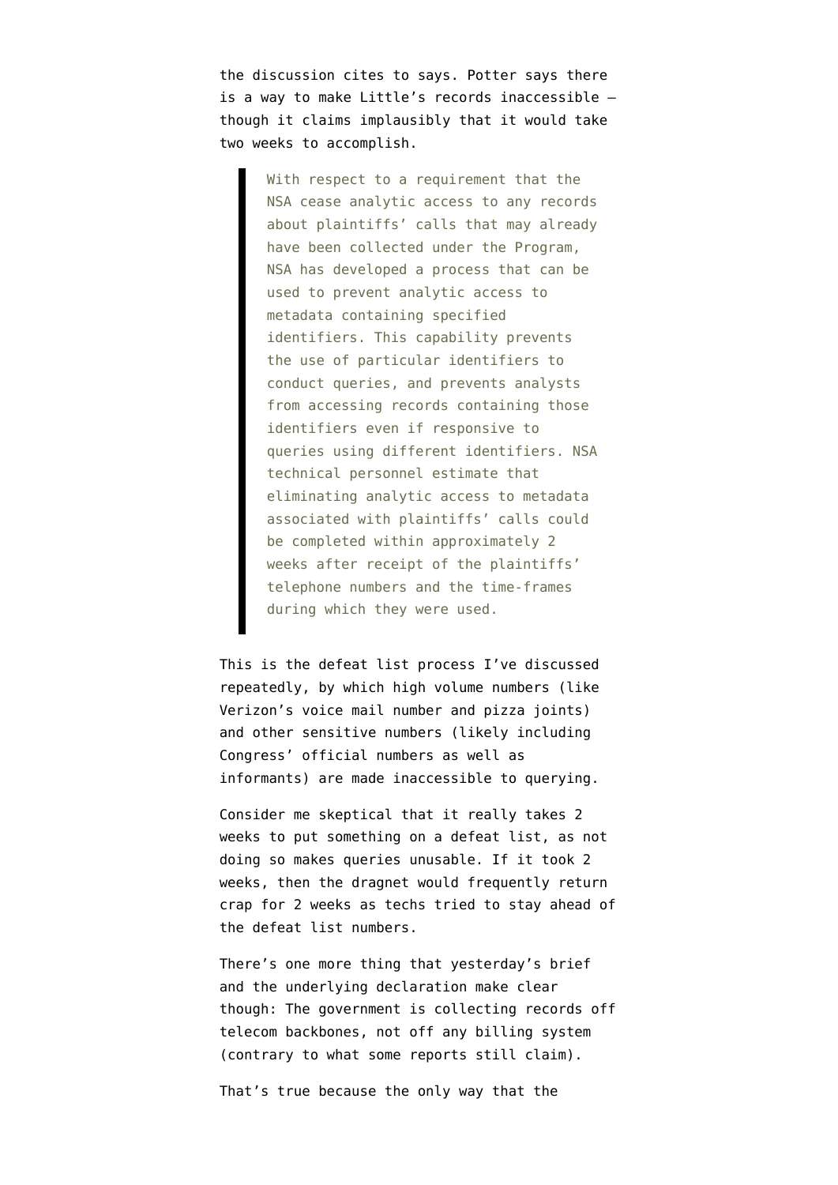the discussion cites to says. Potter says there is a way to make Little's records inaccessible — though it claims implausibly that it would take two weeks to accomplish.

> With respect to a requirement that the NSA cease analytic access to any records about plaintiffs' calls that may already have been collected under the Program, NSA has developed a process that can be used to prevent analytic access to metadata containing specified identifiers. This capability prevents the use of particular identifiers to conduct queries, and prevents analysts from accessing records containing those identifiers even if responsive to queries using different identifiers. NSA technical personnel estimate that eliminating analytic access to metadata associated with plaintiffs' calls could be completed within approximately 2 weeks after receipt of the plaintiffs' telephone numbers and the time-frames during which they were used.

This is the defeat list process I've discussed repeatedly, by which high volume numbers (like Verizon's voice mail number and pizza joints) and other sensitive numbers (likely including Congress' official numbers as well as informants) are made inaccessible to querying.

Consider me skeptical that it really takes 2 weeks to put something on a defeat list, as not doing so makes queries unusable. If it took 2 weeks, then the dragnet would frequently return crap for 2 weeks as techs tried to stay ahead of the defeat list numbers.

There's one more thing that yesterday's brief and the underlying declaration make clear though: The government is collecting records off telecom backbones, not off any billing system (contrary to what some reports still claim).

That's true because the only way that the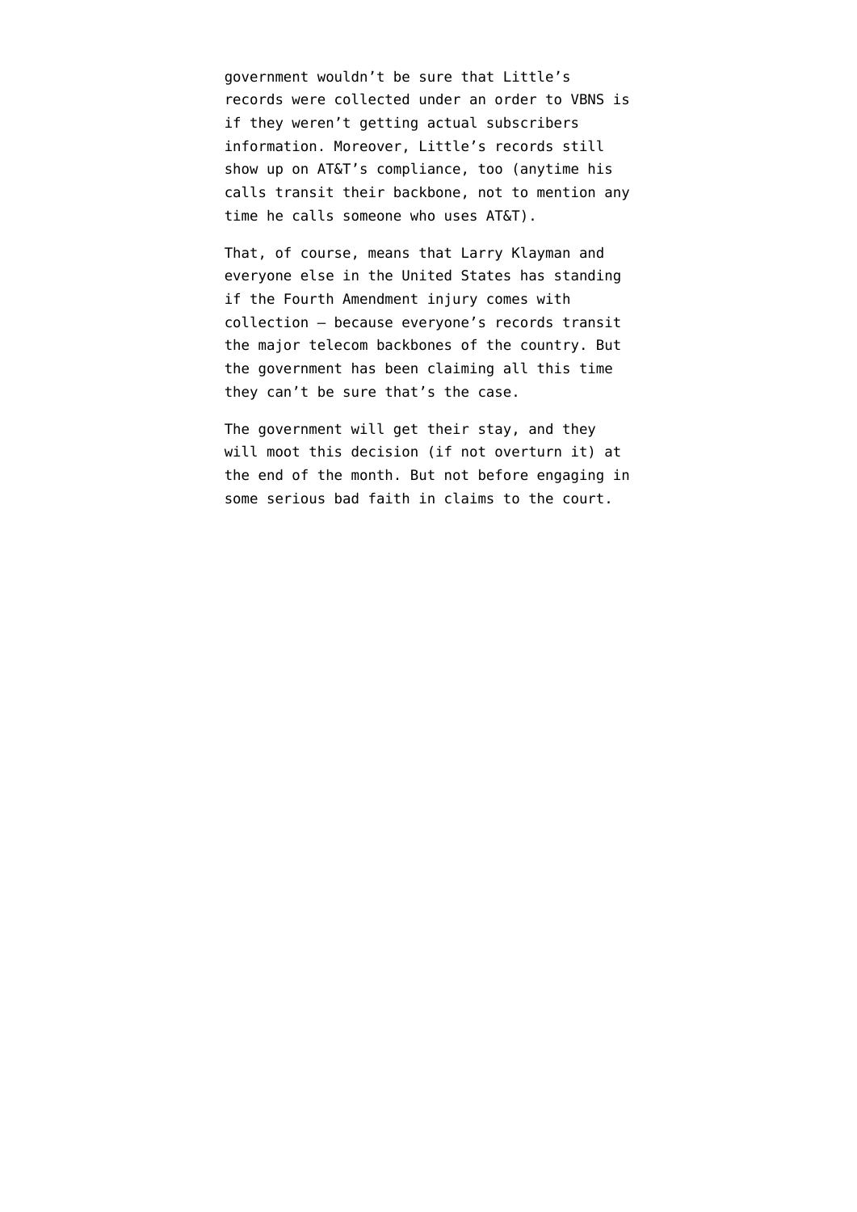government wouldn't be sure that Little's records were collected under an order to VBNS is if they weren't getting actual subscribers information. Moreover, Little's records still show up on AT&T's compliance, too (anytime his calls transit their backbone, not to mention any time he calls someone who uses AT&T).

That, of course, means that Larry Klayman and everyone else in the United States has standing if the Fourth Amendment injury comes with collection — because everyone's records transit the major telecom backbones of the country. But the government has been claiming all this time they can't be sure that's the case.

The government will get their stay, and they will moot this decision (if not overturn it) at the end of the month. But not before engaging in some serious bad faith in claims to the court.